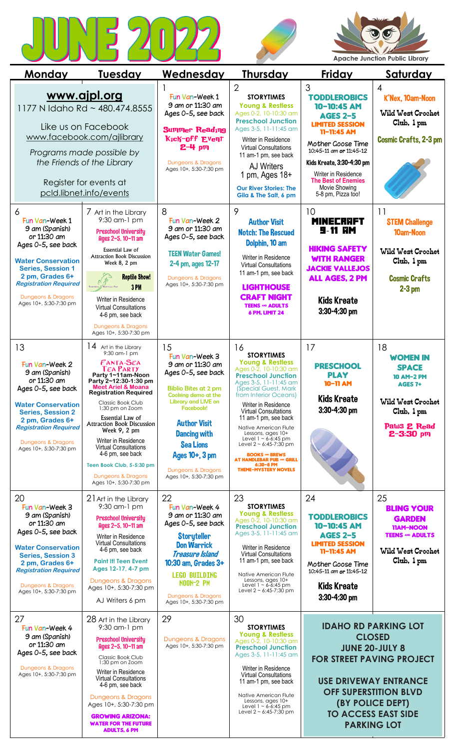# JUNE 2022

Apache Junction Public Library

| Monday | Tuesday | Wednesday | Thursday | Friday | Saturday |
|---|---|---|---|---|---|
| **www.ajpl.org**<br>1177 N Idaho Rd ~ 480.474.8555<br><br>Like us on Facebook<br>www.facebook.com/ajlibrary<br><br>*Programs made possible by the Friends of the Library*<br><br>Register for events at pcld.libnet.info/events | | 1<br>Fun Van~Week 1<br>*9 am or 11:30 am*<br>Ages 0-5, see back<br><br>**Summer Reading Kick-off Event 2-4 pm**<br><br>Dungeons & Dragons<br>Ages 10+, 5:30-7:30 pm | 2<br>**STORYTIMES**<br>**Young & Restless**<br>Ages 0-2, 10-10:30 am<br>**Preschool Junction**<br>Ages 3-5, 11-11:45 am<br><br>Writer in Residence Virtual Consultations 11 am-1 pm, see back<br><br>AJ Writers<br>1 pm, Ages 18+<br><br>**Our River Stories: The Gila & The Salt, 6 pm** | 3<br>**TODDLEROBICS 10-10:45 AM AGES 2-5**<br>**LIMITED SESSION 11-11:45 AM**<br><br>Mother Goose Time<br>10:45-11 am or 11:45-12<br><br>**Kids Kreate, 3:30-4:30 pm**<br><br>Writer in Residence<br>**The Best of Enemies**<br>Movie Showing<br>5-8 pm, Pizza too! | 4<br>**K'Nex, 10am-Noon**<br><br>Wild West Crochet Club, 1 pm<br><br>**Cosmic Crafts, 2-3 pm** |
| 6<br>Fun Van~Week 1<br>*9 am (Spanish) or 11:30 am*<br>Ages 0-5, see back<br><br>**Water Conservation Series, Session 1**<br>**2 pm, Grades 6+**<br>***Registration Required***<br><br>Dungeons & Dragons<br>Ages 10+, 5:30-7:30 pm | 7 Art in the Library<br>9:30 am-1 pm<br><br>**Preschool University**<br>**Ages 2-5, 10-11 am**<br><br>Essential Law of Attraction Book Discussion<br>Week 8, 2 pm<br><br>**Reptile Show! 3 PM**<br><br>Writer in Residence Virtual Consultations 4-6 pm, see back<br><br>Dungeons & Dragons<br>Ages 10+, 5:30-7:30 pm | 8<br>Fun Van~Week 2<br>*9 am or 11:30 am*<br>Ages 0-5, see back<br><br>**TEEN Water Games!**<br>**2-4 pm, ages 12-17**<br><br>Dungeons & Dragons<br>Ages 10+, 5:30-7:30 pm | 9<br>**Author Visit**<br>**Notch: The Rescued Dolphin, 10 am**<br><br>Writer in Residence Virtual Consultations 11 am-1 pm, see back<br><br>**LIGHTHOUSE CRAFT NIGHT**<br>**TEENS AND ADULTS**<br>**6 PM, LIMIT 24** | 10<br>**MINECRAFT 9-11 AM**<br><br>**HIKING SAFETY WITH RANGER JACKIE VALLEJOS**<br>**ALL AGES, 2 PM**<br><br>**Kids Kreate**<br>**3:30-4:30 pm** | 11<br>**STEM Challenge**<br>**10am-Noon**<br><br>Wild West Crochet Club, 1 pm<br><br>**Cosmic Crafts**<br>**2-3 pm** |
| 13<br>Fun Van~Week 2<br>*9 am (Spanish) or 11:30 am*<br>Ages 0-5, see back<br><br>**Water Conservation Series, Session 2**<br>**2 pm, Grades 6+**<br>***Registration Required***<br><br>Dungeons & Dragons<br>Ages 10+, 5:30-7:30 pm | 14 Art in the Library<br>9:30 am-1 pm<br><br>**FANTA-SEA TEA PARTY**<br>**Party 1~11am-Noon**<br>**Party 2~12:30-1:30 pm**<br>**Meet Ariel & Moana**<br>**Registration Required**<br><br>Classic Book Club<br>1:30 pm on Zoom<br><br>Essential Law of Attraction Book Discussion<br>Week 9, 2 pm<br><br>Writer in Residence Virtual Consultations 4-6 pm, see back<br><br>**Teen Book Club, 5-5:30 pm**<br><br>Dungeons & Dragons<br>Ages 10+, 5:30-7:30 pm | 15<br>Fun Van~Week 3<br>*9 am or 11:30 am*<br>Ages 0-5, see back<br><br>**Biblio Bites at 2 pm**<br>**Cooking demo at the Library and LIVE on Facebook!**<br><br>**Author Visit**<br>**Dancing with Sea Lions**<br>**Ages 10+, 3 pm**<br><br>Dungeons & Dragons<br>Ages 10+, 5:30-7:30 pm | 16<br>**STORYTIMES**<br>**Young & Restless**<br>Ages 0-2, 10-10:30 am<br>**Preschool Junction**<br>Ages 3-5, 11-11:45 am<br>(Special Guest, Mark from Interior Oceans)<br><br>Writer in Residence Virtual Consultations 11 am-1 pm, see back<br><br>Native American Flute Lessons, ages 10+<br>Level 1 ~ 6-6:45 pm<br>Level 2 ~ 6:45-7:30 pm<br><br>**BOOKS AND BREWS AT HANDLEBAR PUB AND GRILL**<br>**6:30-8 PM**<br>**THEME-MYSTERY NOVELS** | 17<br>**PRESCHOOL PLAY**<br>**10-11 AM**<br><br>**Kids Kreate**<br>**3:30-4:30 pm** | 18<br>**WOMEN IN SPACE**<br>**10 AM-2 PM**<br>**AGES 7+**<br><br>Wild West Crochet Club, 1 pm<br><br>**Paws 2 Read**<br>**2-3:30 pm** |
| 20<br>Fun Van~Week 3<br>*9 am (Spanish) or 11:30 am*<br>Ages 0-5, see back<br><br>**Water Conservation Series, Session 3**<br>**2 pm, Grades 6+**<br>***Registration Required***<br><br>Dungeons & Dragons<br>Ages 10+, 5:30-7:30 pm | 21 Art in the Library<br>9:30 am-1 pm<br><br>**Preschool University**<br>**Ages 2-5, 10-11 am**<br><br>Writer in Residence Virtual Consultations 4-6 pm, see back<br><br>**Paint It! Teen Event**<br>**Ages 12-17, 4-7 pm**<br><br>Dungeons & Dragons<br>Ages 10+, 5:30-7:30 pm<br><br>AJ Writers 6 pm | 22<br>Fun Van~Week 4<br>*9 am or 11:30 am*<br>Ages 0-5, see back<br><br>**Storyteller Don Warrick *Treasure Island***<br>**10:30 am, Grades 3+**<br><br>**LEGO BUILDING NOON-2 PM**<br><br>Dungeons & Dragons<br>Ages 10+, 5:30-7:30 pm | 23<br>**STORYTIMES**<br>**Young & Restless**<br>Ages 0-2, 10-10:30 am<br>**Preschool Junction**<br>Ages 3-5, 11-11:45 am<br><br>Writer in Residence Virtual Consultations 11 am-1 pm, see back<br><br>Native American Flute Lessons, ages 10+<br>Level 1 ~ 6-6:45 pm<br>Level 2 ~ 6:45-7:30 pm | 24<br>**TODDLEROBICS 10-10:45 AM AGES 2-5**<br>**LIMITED SESSION 11-11:45 AM**<br><br>Mother Goose Time<br>10:45-11 am or 11:45-12<br><br>**Kids Kreate**<br>**3:30-4:30 pm** | 25<br>**BLING YOUR GARDEN**<br>**11AM-NOON**<br>**TEENS AND ADULTS**<br><br>Wild West Crochet Club, 1 pm |
| 27<br>Fun Van~Week 4<br>*9 am (Spanish) or 11:30 am*<br>Ages 0-5, see back<br><br>Dungeons & Dragons<br>Ages 10+, 5:30-7:30 pm | 28 Art in the Library<br>9:30 am-1 pm<br><br>**Preschool University**<br>**Ages 2-5, 10-11 am**<br><br>Classic Book Club<br>1:30 pm on Zoom<br><br>Writer in Residence Virtual Consultations 4-6 pm, see back<br><br>Dungeons & Dragons<br>Ages 10+, 5:30-7:30 pm<br><br>**GROWING ARIZONA: WATER FOR THE FUTURE**<br>**ADULTS, 6 PM** | 29<br><br>Dungeons & Dragons<br>Ages 10+, 5:30-7:30 pm | 30<br>**STORYTIMES**<br>**Young & Restless**<br>Ages 0-2, 10-10:30 am<br>**Preschool Junction**<br>Ages 3-5, 11-11:45 am<br><br>Writer in Residence Virtual Consultations 11 am-1 pm, see back<br><br>Native American Flute Lessons, ages 10+<br>Level 1 ~ 6-6:45 pm<br>Level 2 ~ 6:45-7:30 pm | **IDAHO RD PARKING LOT CLOSED JUNE 20-JULY 8 FOR STREET PAVING PROJECT**<br><br>**USE DRIVEWAY ENTRANCE OFF SUPERSTITION BLVD (BY POLICE DEPT) TO ACCESS EAST SIDE PARKING LOT** | |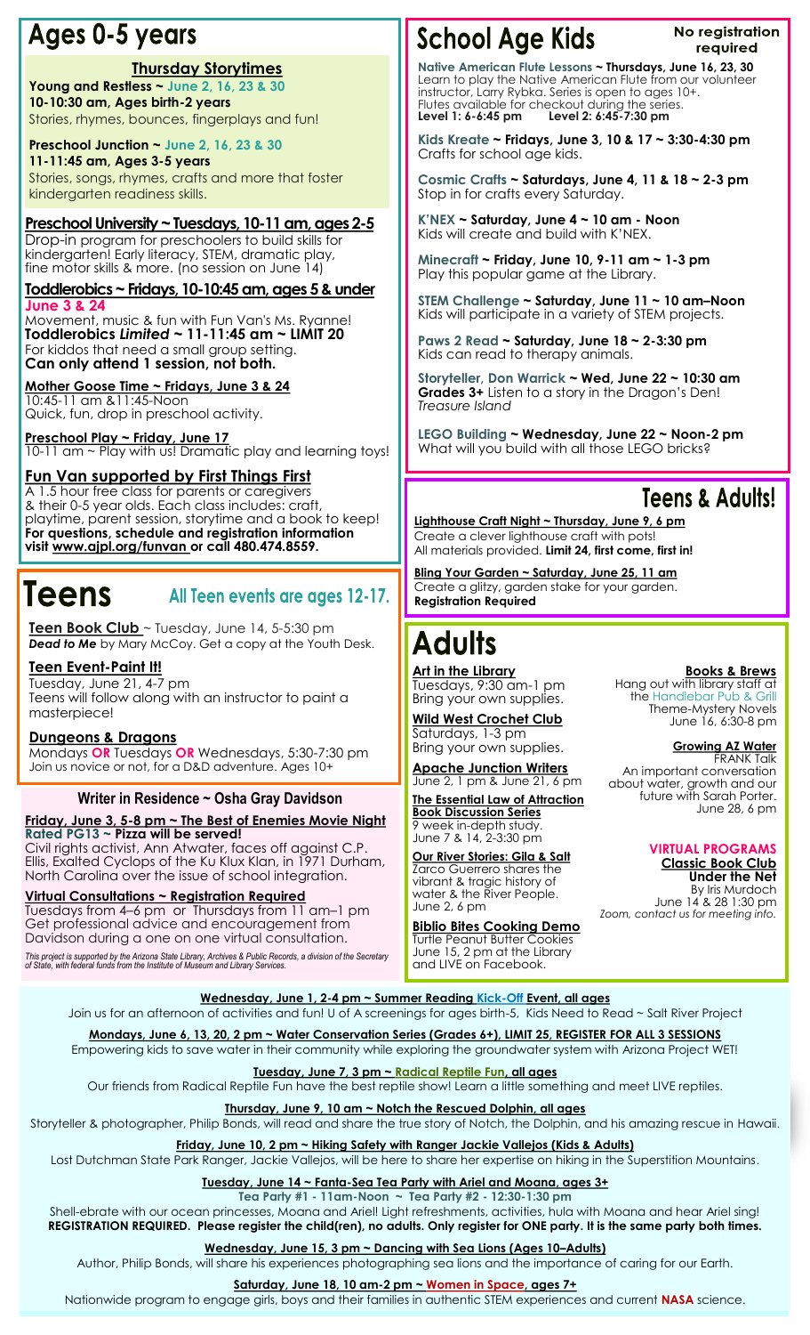# Ages 0-5 years

### Thursday Storytimes

**Young and Restless ~ June 2, 16, 23 & 30**
**10-10:30 am, Ages birth-2 years**
Stories, rhymes, bounces, fingerplays and fun!

**Preschool Junction ~ June 2, 16, 23 & 30**
**11-11:45 am, Ages 3-5 years**
Stories, songs, rhymes, crafts and more that foster kindergarten readiness skills.

### Preschool University ~ Tuesdays, 10-11 am, ages 2-5

Drop-in program for preschoolers to build skills for kindergarten! Early literacy, STEM, dramatic play, fine motor skills & more. (no session on June 14)

### Toddlerobics ~ Fridays, 10-10:45 am, ages 5 & under

**June 3 & 24**
Movement, music & fun with Fun Van's Ms. Ryanne!
**Toddlerobics *Limited* ~ 11-11:45 am ~ LIMIT 20**
For kiddos that need a small group setting.
**Can only attend 1 session, not both.**

**Mother Goose Time ~ Fridays, June 3 & 24**
10:45-11 am &11:45-Noon
Quick, fun, drop in preschool activity.

**Preschool Play ~ Friday, June 17**
10-11 am ~ Play with us! Dramatic play and learning toys!

### Fun Van supported by First Things First

A 1.5 hour free class for parents or caregivers & their 0-5 year olds. Each class includes: craft, playtime, parent session, storytime and a book to keep! **For questions, schedule and registration information visit www.ajpl.org/funvan or call 480.474.8559.**

# Teens

## All Teen events are ages 12-17.

**Teen Book Club** ~ Tuesday, June 14, 5-5:30 pm
***Dead to Me*** by Mary McCoy. Get a copy at the Youth Desk.

### Teen Event-Paint It!

Tuesday, June 21, 4-7 pm
Teens will follow along with an instructor to paint a masterpiece!

### Dungeons & Dragons

Mondays **OR** Tuesdays **OR** Wednesdays, 5:30-7:30 pm
Join us novice or not, for a D&D adventure. Ages 10+

## Writer in Residence ~ Osha Gray Davidson

**Friday, June 3, 5-8 pm ~ The Best of Enemies Movie Night**
**Rated PG13 ~ Pizza will be served!**
Civil rights activist, Ann Atwater, faces off against C.P. Ellis, Exalted Cyclops of the Ku Klux Klan, in 1971 Durham, North Carolina over the issue of school integration.

**Virtual Consultations ~ Registration Required**
Tuesdays from 4–6 pm or Thursdays from 11 am–1 pm
Get professional advice and encouragement from Davidson during a one on one virtual consultation.

*This project is supported by the Arizona State Library, Archives & Public Records, a division of the Secretary of State, with federal funds from the Institute of Museum and Library Services.*

# School Age Kids

**No registration required**

**Native American Flute Lessons ~ Thursdays, June 16, 23, 30**
Learn to play the Native American Flute from our volunteer instructor, Larry Rybka. Series is open to ages 10+. Flutes available for checkout during the series.
**Level 1: 6-6:45 pm Level 2: 6:45-7:30 pm**

**Kids Kreate ~ Fridays, June 3, 10 & 17 ~ 3:30-4:30 pm**
Crafts for school age kids.

**Cosmic Crafts ~ Saturdays, June 4, 11 & 18 ~ 2-3 pm**
Stop in for crafts every Saturday.

**K'NEX ~ Saturday, June 4 ~ 10 am - Noon**
Kids will create and build with K'NEX.

**Minecraft ~ Friday, June 10, 9-11 am ~ 1-3 pm**
Play this popular game at the Library.

**STEM Challenge ~ Saturday, June 11 ~ 10 am–Noon**
Kids will participate in a variety of STEM projects.

**Paws 2 Read ~ Saturday, June 18 ~ 2-3:30 pm**
Kids can read to therapy animals.

**Storyteller, Don Warrick ~ Wed, June 22 ~ 10:30 am**
**Grades 3+** Listen to a story in the Dragon's Den! *Treasure Island*

**LEGO Building ~ Wednesday, June 22 ~ Noon-2 pm**
What will you build with all those LEGO bricks?

# Teens & Adults!

**Lighthouse Craft Night ~ Thursday, June 9, 6 pm**
Create a clever lighthouse craft with pots!
All materials provided. **Limit 24, first come, first in!**

**Bling Your Garden ~ Saturday, June 25, 11 am**
Create a glitzy, garden stake for your garden.
**Registration Required**

# Adults

**Art in the Library**
Tuesdays, 9:30 am-1 pm
Bring your own supplies.

**Wild West Crochet Club**
Saturdays, 1-3 pm
Bring your own supplies.

**Apache Junction Writers**
June 2, 1 pm & June 21, 6 pm

**The Essential Law of Attraction Book Discussion Series**
9 week in-depth study.
June 7 & 14, 2-3:30 pm

**Our River Stories: Gila & Salt**
Zarco Guerrero shares the vibrant & tragic history of water & the River People.
June 2, 6 pm

**Biblio Bites Cooking Demo**
Turtle Peanut Butter Cookies
June 15, 2 pm at the Library and LIVE on Facebook.

**Books & Brews**
Hang out with library staff at the Handlebar Pub & Grill
Theme-Mystery Novels
June 16, 6:30-8 pm

**Growing AZ Water**
FRANK Talk
An important conversation about water, growth and our future with Sarah Porter.
June 28, 6 pm

**VIRTUAL PROGRAMS**
**Classic Book Club**
**Under the Net**
By Iris Murdoch
June 14 & 28 1:30 pm
*Zoom, contact us for meeting info.*

---

**Wednesday, June 1, 2-4 pm ~ Summer Reading Kick-Off Event, all ages**
Join us for an afternoon of activities and fun! U of A screenings for ages birth-5, Kids Need to Read ~ Salt River Project

**Mondays, June 6, 13, 20, 2 pm ~ Water Conservation Series (Grades 6+), LIMIT 25, REGISTER FOR ALL 3 SESSIONS**
Empowering kids to save water in their community while exploring the groundwater system with Arizona Project WET!

**Tuesday, June 7, 3 pm ~ Radical Reptile Fun, all ages**
Our friends from Radical Reptile Fun have the best reptile show! Learn a little something and meet LIVE reptiles.

**Thursday, June 9, 10 am ~ Notch the Rescued Dolphin, all ages**
Storyteller & photographer, Philip Bonds, will read and share the true story of Notch, the Dolphin, and his amazing rescue in Hawaii.

**Friday, June 10, 2 pm ~ Hiking Safety with Ranger Jackie Vallejos (Kids & Adults)**
Lost Dutchman State Park Ranger, Jackie Vallejos, will be here to share her expertise on hiking in the Superstition Mountains.

**Tuesday, June 14 ~ Fanta-Sea Tea Party with Ariel and Moana, ages 3+**
**Tea Party #1 - 11am-Noon ~ Tea Party #2 - 12:30-1:30 pm**
Shell-ebrate with our ocean princesses, Moana and Ariel! Light refreshments, activities, hula with Moana and hear Ariel sing!
**REGISTRATION REQUIRED. Please register the child(ren), no adults. Only register for ONE party. It is the same party both times.**

**Wednesday, June 15, 3 pm ~ Dancing with Sea Lions (Ages 10–Adults)**
Author, Philip Bonds, will share his experiences photographing sea lions and the importance of caring for our Earth.

**Saturday, June 18, 10 am-2 pm ~ Women in Space, ages 7+**
Nationwide program to engage girls, boys and their families in authentic STEM experiences and current **NASA** science.